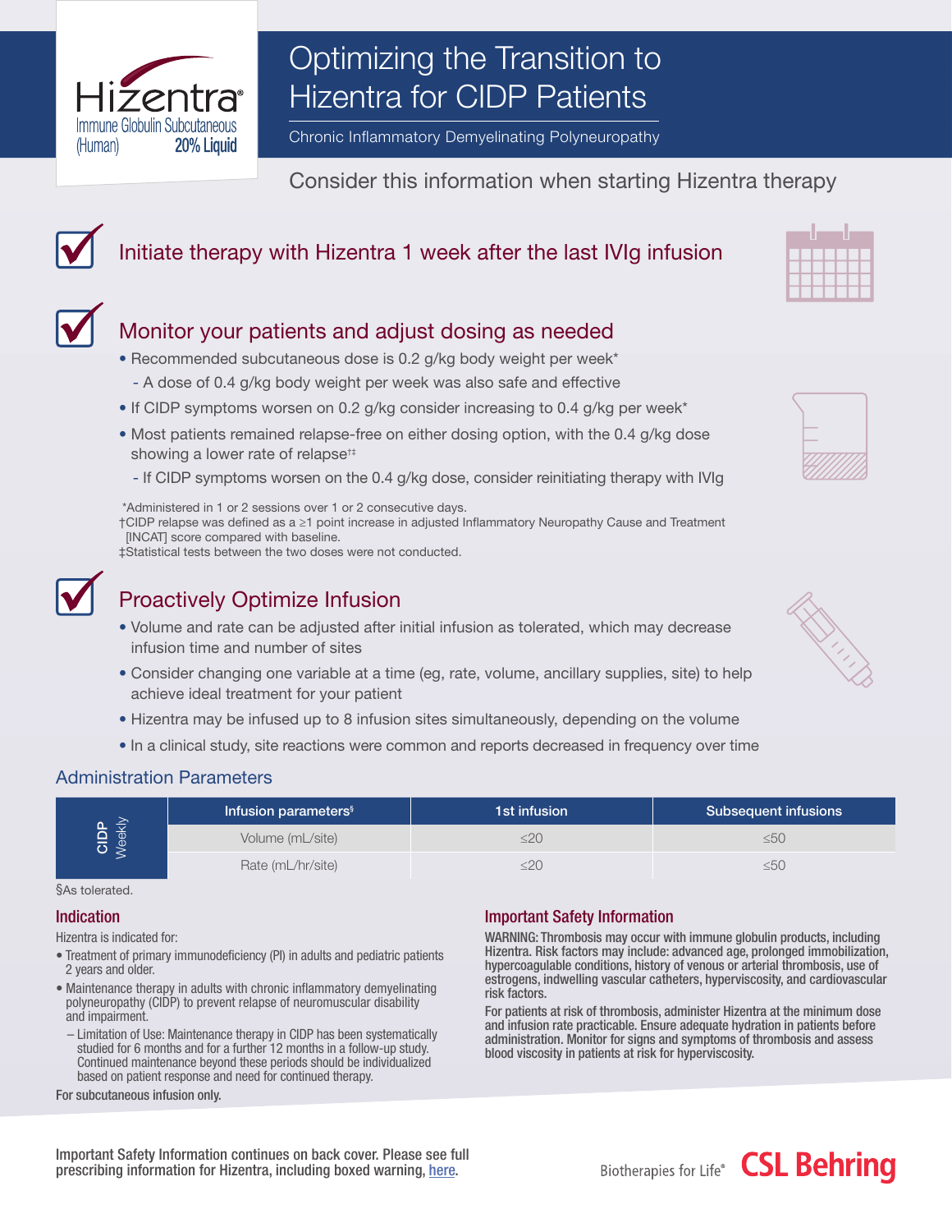Hizentra®
Immune Globulin Subcutaneous (Human) 20% Liquid

# Optimizing the Transition to Hizentra for CIDP Patients

Chronic Inflammatory Demyelinating Polyneuropathy

Consider this information when starting Hizentra therapy

## Initiate therapy with Hizentra 1 week after the last IVIg infusion

## Monitor your patients and adjust dosing as needed

- Recommended subcutaneous dose is 0.2 g/kg body weight per week*
  - A dose of 0.4 g/kg body weight per week was also safe and effective
- If CIDP symptoms worsen on 0.2 g/kg consider increasing to 0.4 g/kg per week*
- Most patients remained relapse-free on either dosing option, with the 0.4 g/kg dose showing a lower rate of relapse†‡
  - If CIDP symptoms worsen on the 0.4 g/kg dose, consider reinitiating therapy with IVIg

*Administered in 1 or 2 sessions over 1 or 2 consecutive days.
†CIDP relapse was defined as a ≥1 point increase in adjusted Inflammatory Neuropathy Cause and Treatment [INCAT] score compared with baseline.
‡Statistical tests between the two doses were not conducted.

## Proactively Optimize Infusion

- Volume and rate can be adjusted after initial infusion as tolerated, which may decrease infusion time and number of sites
- Consider changing one variable at a time (eg, rate, volume, ancillary supplies, site) to help achieve ideal treatment for your patient
- Hizentra may be infused up to 8 infusion sites simultaneously, depending on the volume
- In a clinical study, site reactions were common and reports decreased in frequency over time

### Administration Parameters

| | Infusion parameters§ | 1st infusion | Subsequent infusions |
|---|---|---|---|
| CIDP Weekly | Volume (mL/site) | ≤20 | ≤50 |
| | Rate (mL/hr/site) | ≤20 | ≤50 |

§As tolerated.

### Indication

Hizentra is indicated for:

- Treatment of primary immunodeficiency (PI) in adults and pediatric patients 2 years and older.
- Maintenance therapy in adults with chronic inflammatory demyelinating polyneuropathy (CIDP) to prevent relapse of neuromuscular disability and impairment.
  - Limitation of Use: Maintenance therapy in CIDP has been systematically studied for 6 months and for a further 12 months in a follow-up study. Continued maintenance beyond these periods should be individualized based on patient response and need for continued therapy.

For subcutaneous infusion only.

### Important Safety Information

WARNING: Thrombosis may occur with immune globulin products, including Hizentra. Risk factors may include: advanced age, prolonged immobilization, hypercoagulable conditions, history of venous or arterial thrombosis, use of estrogens, indwelling vascular catheters, hyperviscosity, and cardiovascular risk factors.

For patients at risk of thrombosis, administer Hizentra at the minimum dose and infusion rate practicable. Ensure adequate hydration in patients before administration. Monitor for signs and symptoms of thrombosis and assess blood viscosity in patients at risk for hyperviscosity.

Important Safety Information continues on back cover. Please see full prescribing information for Hizentra, including boxed warning, here.

Biotherapies for Life® CSL Behring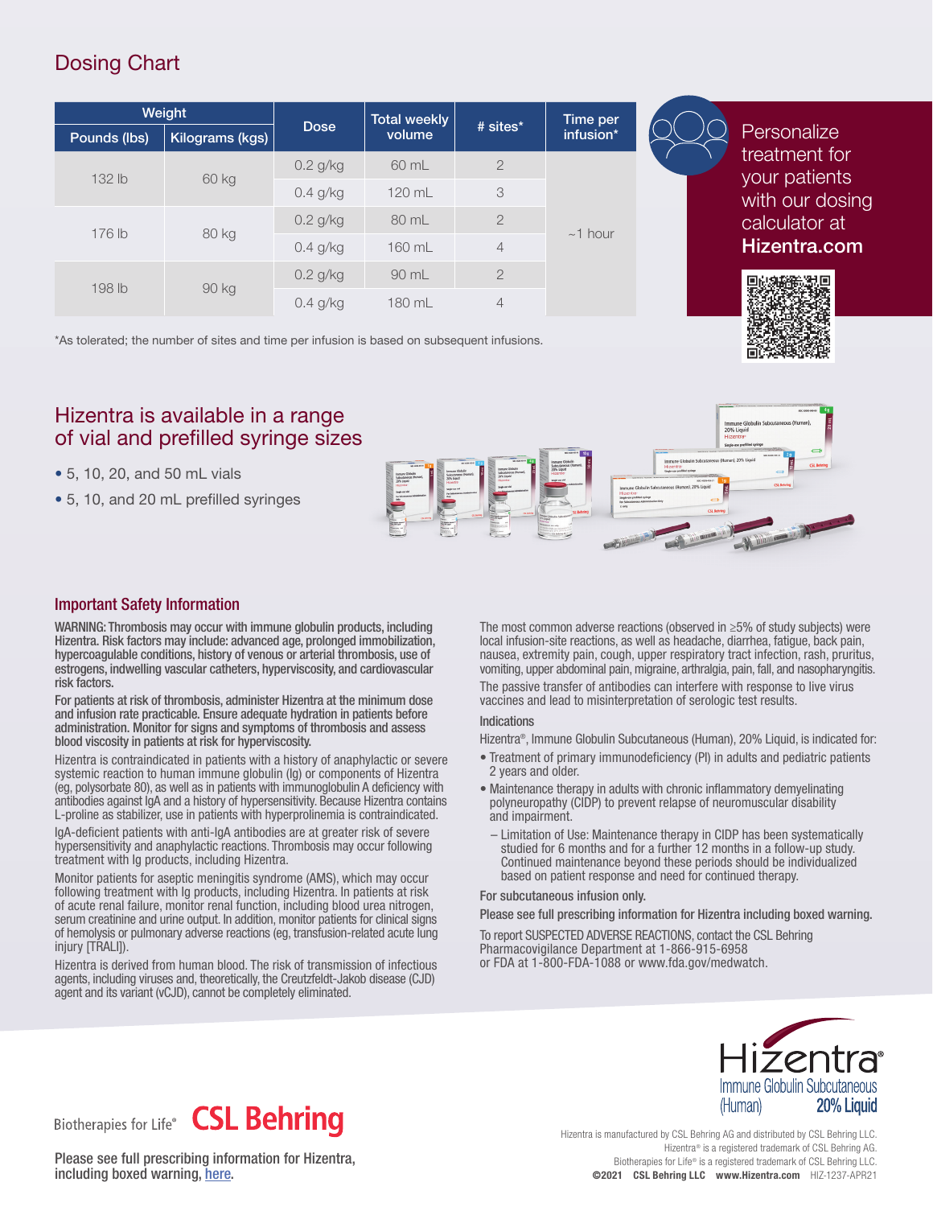## Dosing Chart

| Weight | | Dose | Total weekly volume | # sites* | Time per infusion* |
|---|---|---|---|---|---|
| Pounds (lbs) | Kilograms (kgs) | | | | |
| 132 lb | 60 kg | 0.2 g/kg | 60 mL | 2 | ~1 hour |
| | | 0.4 g/kg | 120 mL | 3 | |
| 176 lb | 80 kg | 0.2 g/kg | 80 mL | 2 | |
| | | 0.4 g/kg | 160 mL | 4 | |
| 198 lb | 90 kg | 0.2 g/kg | 90 mL | 2 | |
| | | 0.4 g/kg | 180 mL | 4 | |

*As tolerated; the number of sites and time per infusion is based on subsequent infusions.

Personalize treatment for your patients with our dosing calculator at **Hizentra.com**

## Hizentra is available in a range of vial and prefilled syringe sizes

- 5, 10, 20, and 50 mL vials
- 5, 10, and 20 mL prefilled syringes

## Important Safety Information

**WARNING: Thrombosis may occur with immune globulin products, including Hizentra. Risk factors may include: advanced age, prolonged immobilization, hypercoagulable conditions, history of venous or arterial thrombosis, use of estrogens, indwelling vascular catheters, hyperviscosity, and cardiovascular risk factors.**

**For patients at risk of thrombosis, administer Hizentra at the minimum dose and infusion rate practicable. Ensure adequate hydration in patients before administration. Monitor for signs and symptoms of thrombosis and assess blood viscosity in patients at risk for hyperviscosity.**

Hizentra is contraindicated in patients with a history of anaphylactic or severe systemic reaction to human immune globulin (Ig) or components of Hizentra (eg, polysorbate 80), as well as in patients with immunoglobulin A deficiency with antibodies against IgA and a history of hypersensitivity. Because Hizentra contains L-proline as stabilizer, use in patients with hyperprolinemia is contraindicated.

IgA-deficient patients with anti-IgA antibodies are at greater risk of severe hypersensitivity and anaphylactic reactions. Thrombosis may occur following treatment with Ig products, including Hizentra.

Monitor patients for aseptic meningitis syndrome (AMS), which may occur following treatment with Ig products, including Hizentra. In patients at risk of acute renal failure, monitor renal function, including blood urea nitrogen, serum creatinine and urine output. In addition, monitor patients for clinical signs of hemolysis or pulmonary adverse reactions (eg, transfusion-related acute lung injury [TRALI]).

Hizentra is derived from human blood. The risk of transmission of infectious agents, including viruses and, theoretically, the Creutzfeldt-Jakob disease (CJD) agent and its variant (vCJD), cannot be completely eliminated.

The most common adverse reactions (observed in ≥5% of study subjects) were local infusion-site reactions, as well as headache, diarrhea, fatigue, back pain, nausea, extremity pain, cough, upper respiratory tract infection, rash, pruritus, vomiting, upper abdominal pain, migraine, arthralgia, pain, fall, and nasopharyngitis.

The passive transfer of antibodies can interfere with response to live virus vaccines and lead to misinterpretation of serologic test results.

### Indications

Hizentra®, Immune Globulin Subcutaneous (Human), 20% Liquid, is indicated for:

- Treatment of primary immunodeficiency (PI) in adults and pediatric patients 2 years and older.
- Maintenance therapy in adults with chronic inflammatory demyelinating polyneuropathy (CIDP) to prevent relapse of neuromuscular disability and impairment.
  - Limitation of Use: Maintenance therapy in CIDP has been systematically studied for 6 months and for a further 12 months in a follow-up study. Continued maintenance beyond these periods should be individualized based on patient response and need for continued therapy.

**For subcutaneous infusion only.**

**Please see full prescribing information for Hizentra including boxed warning.**

To report SUSPECTED ADVERSE REACTIONS, contact the CSL Behring Pharmacovigilance Department at 1-866-915-6958 or FDA at 1-800-FDA-1088 or www.fda.gov/medwatch.

Hizentra® Immune Globulin Subcutaneous (Human) 20% Liquid

Biotherapies for Life® CSL Behring

Please see full prescribing information for Hizentra, including boxed warning, here.

Hizentra is manufactured by CSL Behring AG and distributed by CSL Behring LLC.
Hizentra® is a registered trademark of CSL Behring AG.
Biotherapies for Life® is a registered trademark of CSL Behring LLC.
**©2021 CSL Behring LLC www.Hizentra.com** HIZ-1237-APR21